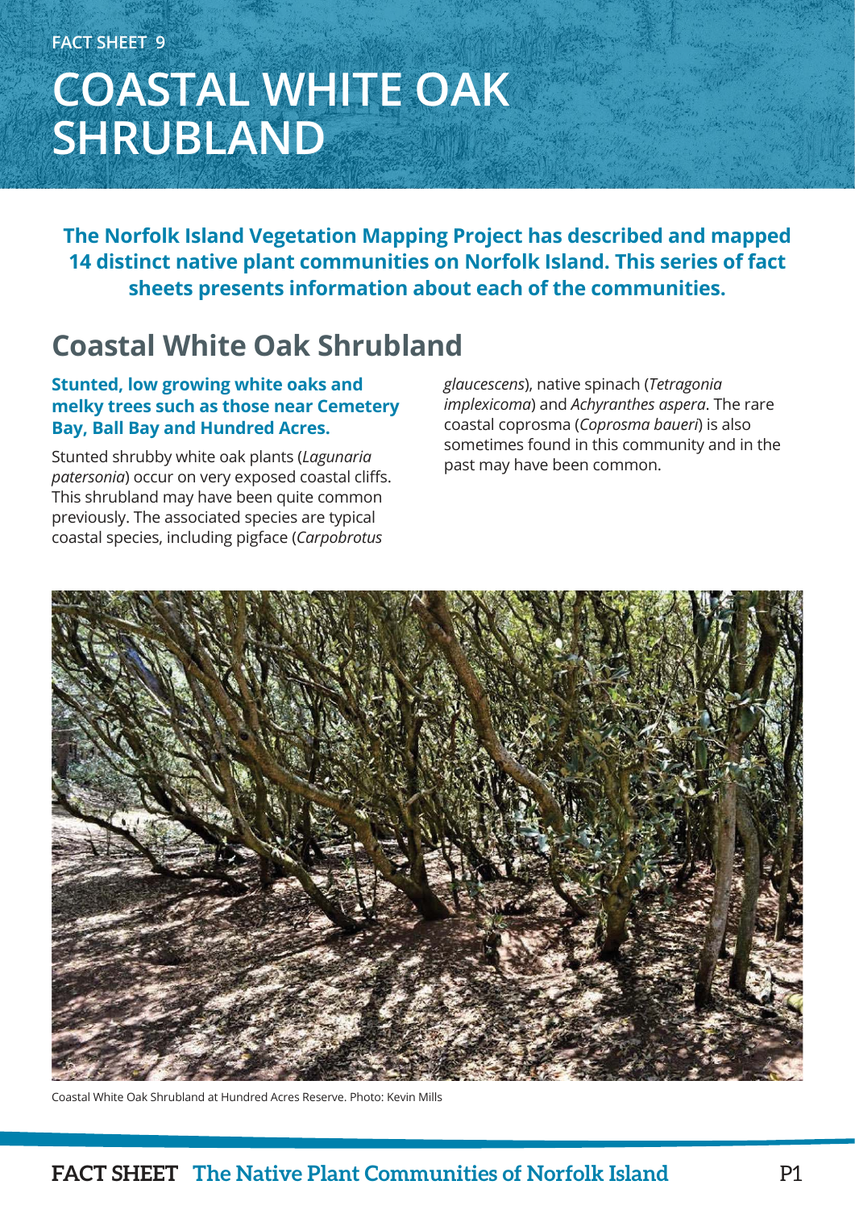FACT SHEET 9

# COASTAL WHITE OAK SHRUBLAND

**The Norfolk Island Vegetation Mapping Project has described and mapped 14 distinct native plant communities on Norfolk Island. This series of fact sheets presents information about each of the communities.**

## Coastal White Oak Shrubland

**Stunted, low growing white oaks and melky trees such as those near Cemetery Bay, Ball Bay and Hundred Acres.**

Stunted shrubby white oak plants (*Lagunaria patersonia*) occur on very exposed coastal cliffs. This shrubland may have been quite common previously. The associated species are typical coastal species, including pigface (*Carpobrotus glaucescens*), native spinach (*Tetragonia implexicoma*) and *Achyranthes aspera*. The rare coastal coprosma (*Coprosma baueri*) is also sometimes found in this community and in the past may have been common.

Coastal White Oak Shrubland at Hundred Acres Reserve. Photo: Kevin Mills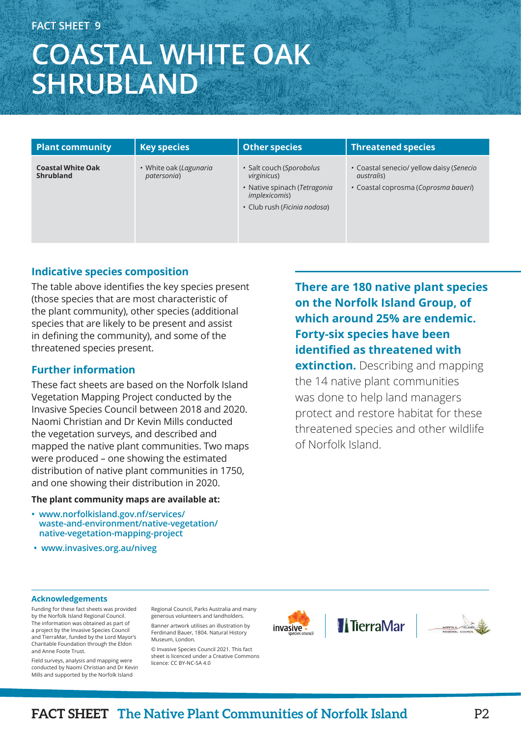FACT SHEET 9

# COASTAL WHITE OAK SHRUBLAND

| Plant community | Key species | Other species | Threatened species |
|---|---|---|---|
| **Coastal White Oak Shrubland** | • White oak (*Lagunaria patersonia*) | • Salt couch (*Sporobolus virginicus*)<br>• Native spinach (*Tetragonia implexicomis*)<br>• Club rush (*Ficinia nodosa*) | • Coastal senecio/ yellow daisy (*Senecio australis*)<br>• Coastal coprosma (*Coprosma baueri*) |

## Indicative species composition

The table above identifies the key species present (those species that are most characteristic of the plant community), other species (additional species that are likely to be present and assist in defining the community), and some of the threatened species present.

## Further information

These fact sheets are based on the Norfolk Island Vegetation Mapping Project conducted by the Invasive Species Council between 2018 and 2020. Naomi Christian and Dr Kevin Mills conducted the vegetation surveys, and described and mapped the native plant communities. Two maps were produced – one showing the estimated distribution of native plant communities in 1750, and one showing their distribution in 2020.

**The plant community maps are available at:**

- **www.norfolkisland.gov.nf/services/waste-and-environment/native-vegetation/native-vegetation-mapping-project**
- **www.invasives.org.au/niveg**

**There are 180 native plant species on the Norfolk Island Group, of which around 25% are endemic. Forty-six species have been identified as threatened with extinction.** Describing and mapping the 14 native plant communities was done to help land managers protect and restore habitat for these threatened species and other wildlife of Norfolk Island.

### Acknowledgements

Funding for these fact sheets was provided by the Norfolk Island Regional Council. The information was obtained as part of a project by the Invasive Species Council and TierraMar, funded by the Lord Mayor's Charitable Foundation through the Eldon and Anne Foote Trust.

Field surveys, analysis and mapping were conducted by Naomi Christian and Dr Kevin Mills and supported by the Norfolk Island Regional Council, Parks Australia and many generous volunteers and landholders.

Banner artwork utilises an illustration by Ferdinand Bauer, 1804. Natural History Museum, London.

© Invasive Species Council 2021. This fact sheet is licenced under a Creative Commons licence: CC BY-NC-SA 4.0

invasive species council | TierraMar | Norfolk Island Regional Council

**FACT SHEET** The Native Plant Communities of Norfolk Island